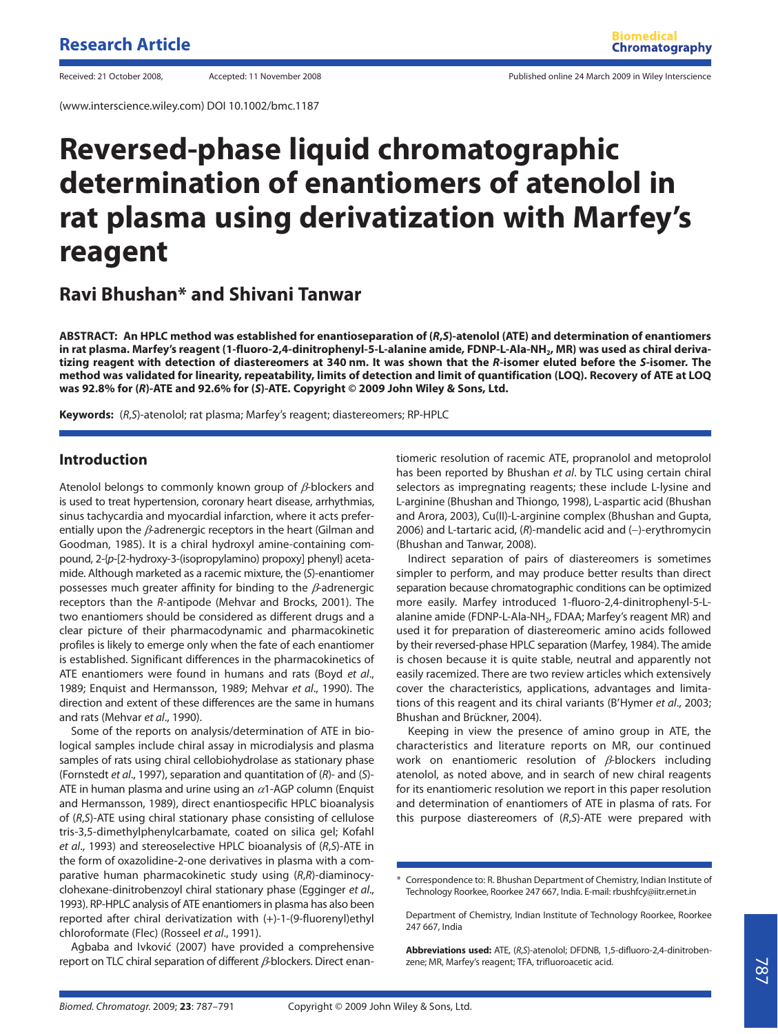Research Article

Received: 21 October 2008, Accepted: 11 November 2008 Published online 24 March 2009 in Wiley Interscience

(www.interscience.wiley.com) DOI 10.1002/bmc.1187

# Reversed-phase liquid chromatographic determination of enantiomers of atenolol in rat plasma using derivatization with Marfey's reagent

## Ravi Bhushan* and Shivani Tanwar

**ABSTRACT: An HPLC method was established for enantioseparation of (*R*,*S*)-atenolol (ATE) and determination of enantiomers in rat plasma. Marfey's reagent (1-fluoro-2,4-dinitrophenyl-5-L-alanine amide, FDNP-L-Ala-$NH_2$, MR) was used as chiral derivatizing reagent with detection of diastereomers at 340 nm. It was shown that the *R*-isomer eluted before the *S*-isomer. The method was validated for linearity, repeatability, limits of detection and limit of quantification (LOQ). Recovery of ATE at LOQ was 92.8% for (*R*)-ATE and 92.6% for (*S*)-ATE. Copyright © 2009 John Wiley & Sons, Ltd.**

**Keywords:** (*R*,*S*)-atenolol; rat plasma; Marfey's reagent; diastereomers; RP-HPLC

## Introduction

Atenolol belongs to commonly known group of *β*-blockers and is used to treat hypertension, coronary heart disease, arrhythmias, sinus tachycardia and myocardial infarction, where it acts preferentially upon the *β*-adrenergic receptors in the heart (Gilman and Goodman, 1985). It is a chiral hydroxyl amine-containing compound, 2-{*p*-[2-hydroxy-3-(isopropylamino) propoxy] phenyl} acetamide. Although marketed as a racemic mixture, the (*S*)-enantiomer possesses much greater affinity for binding to the *β*-adrenergic receptors than the *R*-antipode (Mehvar and Brocks, 2001). The two enantiomers should be considered as different drugs and a clear picture of their pharmacodynamic and pharmacokinetic profiles is likely to emerge only when the fate of each enantiomer is established. Significant differences in the pharmacokinetics of ATE enantiomers were found in humans and rats (Boyd *et al*., 1989; Enquist and Hermansson, 1989; Mehvar *et al*., 1990). The direction and extent of these differences are the same in humans and rats (Mehvar *et al*., 1990).

Some of the reports on analysis/determination of ATE in biological samples include chiral assay in microdialysis and plasma samples of rats using chiral cellobiohydrolase as stationary phase (Fornstedt *et al*., 1997), separation and quantitation of (*R*)- and (*S*)-ATE in human plasma and urine using an *α*1-AGP column (Enquist and Hermansson, 1989), direct enantiospecific HPLC bioanalysis of (*R*,*S*)-ATE using chiral stationary phase consisting of cellulose tris-3,5-dimethylphenylcarbamate, coated on silica gel; Kofahl *et al*., 1993) and stereoselective HPLC bioanalysis of (*R*,*S*)-ATE in the form of oxazolidine-2-one derivatives in plasma with a comparative human pharmacokinetic study using (*R*,*R*)-diaminocyclohexane-dinitrobenzoyl chiral stationary phase (Egginger *et al*., 1993). RP-HPLC analysis of ATE enantiomers in plasma has also been reported after chiral derivatization with (+)-1-(9-fluorenyl)ethyl chloroformate (Flec) (Rosseel *et al*., 1991).

Agbaba and Ivković (2007) have provided a comprehensive report on TLC chiral separation of different *β*-blockers. Direct enantiomeric resolution of racemic ATE, propranolol and metoprolol has been reported by Bhushan *et al*. by TLC using certain chiral selectors as impregnating reagents; these include L-lysine and L-arginine (Bhushan and Thiongo, 1998), L-aspartic acid (Bhushan and Arora, 2003), Cu(II)-L-arginine complex (Bhushan and Gupta, 2006) and L-tartaric acid, (*R*)-mandelic acid and (−)-erythromycin (Bhushan and Tanwar, 2008).

Indirect separation of pairs of diastereomers is sometimes simpler to perform, and may produce better results than direct separation because chromatographic conditions can be optimized more easily. Marfey introduced 1-fluoro-2,4-dinitrophenyl-5-L-alanine amide (FDNP-L-Ala-$NH_2$, FDAA; Marfey's reagent MR) and used it for preparation of diastereomeric amino acids followed by their reversed-phase HPLC separation (Marfey, 1984). The amide is chosen because it is quite stable, neutral and apparently not easily racemized. There are two review articles which extensively cover the characteristics, applications, advantages and limitations of this reagent and its chiral variants (B'Hymer *et al*., 2003; Bhushan and Brückner, 2004).

Keeping in view the presence of amino group in ATE, the characteristics and literature reports on MR, our continued work on enantiomeric resolution of *β*-blockers including atenolol, as noted above, and in search of new chiral reagents for its enantiomeric resolution we report in this paper resolution and determination of enantiomers of ATE in plasma of rats. For this purpose diastereomers of (*R*,*S*)-ATE were prepared with

\* Correspondence to: R. Bhushan Department of Chemistry, Indian Institute of Technology Roorkee, Roorkee 247 667, India. E-mail: rbushfcy@iitr.ernet.in

Department of Chemistry, Indian Institute of Technology Roorkee, Roorkee 247 667, India

**Abbreviations used:** ATE, (*R*,*S*)-atenolol; DFDNB, 1,5-difluoro-2,4-dinitrobenzene; MR, Marfey's reagent; TFA, trifluoroacetic acid.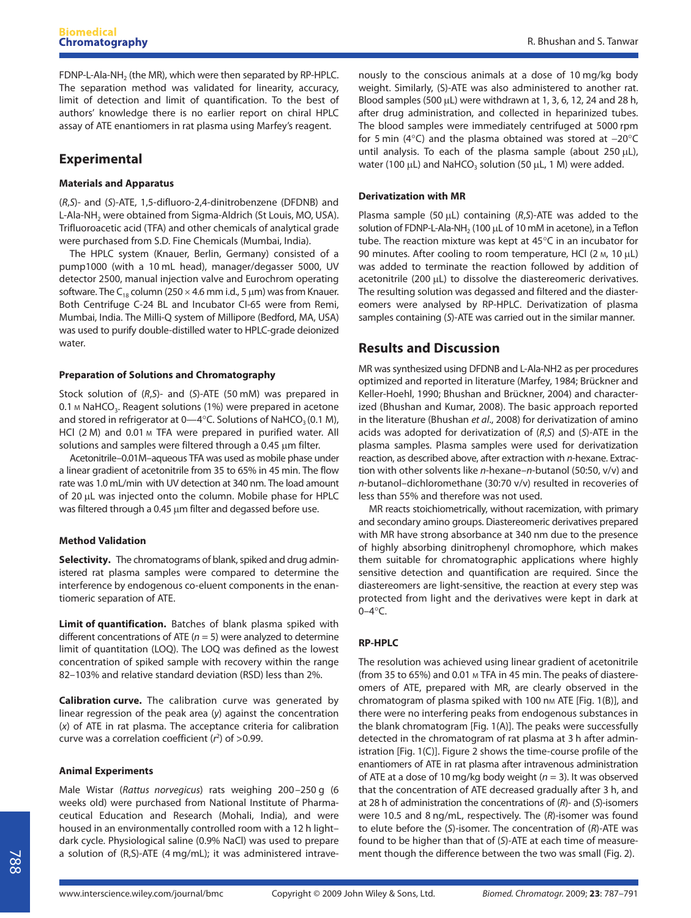FDNP-L-Ala-$NH_2$ (the MR), which were then separated by RP-HPLC. The separation method was validated for linearity, accuracy, limit of detection and limit of quantification. To the best of authors' knowledge there is no earlier report on chiral HPLC assay of ATE enantiomers in rat plasma using Marfey's reagent.

## Experimental

### Materials and Apparatus

(*R*,*S*)- and (*S*)-ATE, 1,5-difluoro-2,4-dinitrobenzene (DFDNB) and L-Ala-$NH_2$ were obtained from Sigma-Aldrich (St Louis, MO, USA). Trifluoroacetic acid (TFA) and other chemicals of analytical grade were purchased from S.D. Fine Chemicals (Mumbai, India).

The HPLC system (Knauer, Berlin, Germany) consisted of a pump1000 (with a 10 mL head), manager/degasser 5000, UV detector 2500, manual injection valve and Eurochrom operating software. The $C_{18}$ column (250 × 4.6 mm i.d., 5 μm) was from Knauer. Both Centrifuge C-24 BL and Incubator CI-65 were from Remi, Mumbai, India. The Milli-Q system of Millipore (Bedford, MA, USA) was used to purify double-distilled water to HPLC-grade deionized water.

### Preparation of Solutions and Chromatography

Stock solution of (*R*,*S*)- and (*S*)-ATE (50 mM) was prepared in 0.1 M $NaHCO_3$. Reagent solutions (1%) were prepared in acetone and stored in refrigerator at 0—4°C. Solutions of $NaHCO_3$ (0.1 M), HCl (2 M) and 0.01 M TFA were prepared in purified water. All solutions and samples were filtered through a 0.45 μm filter.

Acetonitrile–0.01M–aqueous TFA was used as mobile phase under a linear gradient of acetonitrile from 35 to 65% in 45 min. The flow rate was 1.0 mL/min with UV detection at 340 nm. The load amount of 20 μL was injected onto the column. Mobile phase for HPLC was filtered through a 0.45 μm filter and degassed before use.

### Method Validation

**Selectivity.** The chromatograms of blank, spiked and drug administered rat plasma samples were compared to determine the interference by endogenous co-eluent components in the enantiomeric separation of ATE.

**Limit of quantification.** Batches of blank plasma spiked with different concentrations of ATE ($n = 5$) were analyzed to determine limit of quantitation (LOQ). The LOQ was defined as the lowest concentration of spiked sample with recovery within the range 82–103% and relative standard deviation (RSD) less than 2%.

**Calibration curve.** The calibration curve was generated by linear regression of the peak area ($y$) against the concentration ($x$) of ATE in rat plasma. The acceptance criteria for calibration curve was a correlation coefficient ($r^2$) of >0.99.

### Animal Experiments

Male Wistar (*Rattus norvegicus*) rats weighing 200–250 g (6 weeks old) were purchased from National Institute of Pharmaceutical Education and Research (Mohali, India), and were housed in an environmentally controlled room with a 12 h light–dark cycle. Physiological saline (0.9% NaCl) was used to prepare a solution of (R,S)-ATE (4 mg/mL); it was administered intravenously to the conscious animals at a dose of 10 mg/kg body weight. Similarly, (*S*)-ATE was also administered to another rat. Blood samples (500 μL) were withdrawn at 1, 3, 6, 12, 24 and 28 h, after drug administration, and collected in heparinized tubes. The blood samples were immediately centrifuged at 5000 rpm for 5 min (4°C) and the plasma obtained was stored at −20°C until analysis. To each of the plasma sample (about 250 μL), water (100 μL) and $NaHCO_3$ solution (50 μL, 1 M) were added.

### Derivatization with MR

Plasma sample (50 μL) containing (*R*,*S*)-ATE was added to the solution of FDNP-L-Ala-$NH_2$ (100 μL of 10 mM in acetone), in a Teflon tube. The reaction mixture was kept at 45°C in an incubator for 90 minutes. After cooling to room temperature, HCl (2 M, 10 μL) was added to terminate the reaction followed by addition of acetonitrile (200 μL) to dissolve the diastereomeric derivatives. The resulting solution was degassed and filtered and the diastereomers were analysed by RP-HPLC. Derivatization of plasma samples containing (*S*)-ATE was carried out in the similar manner.

## Results and Discussion

MR was synthesized using DFDNB and L-Ala-NH2 as per procedures optimized and reported in literature (Marfey, 1984; Brückner and Keller-Hoehl, 1990; Bhushan and Brückner, 2004) and characterized (Bhushan and Kumar, 2008). The basic approach reported in the literature (Bhushan *et al*., 2008) for derivatization of amino acids was adopted for derivatization of (*R*,*S*) and (*S*)-ATE in the plasma samples. Plasma samples were used for derivatization reaction, as described above, after extraction with *n*-hexane. Extraction with other solvents like *n*-hexane–*n*-butanol (50:50, v/v) and *n*-butanol–dichloromethane (30:70 v/v) resulted in recoveries of less than 55% and therefore was not used.

MR reacts stoichiometrically, without racemization, with primary and secondary amino groups. Diastereomeric derivatives prepared with MR have strong absorbance at 340 nm due to the presence of highly absorbing dinitrophenyl chromophore, which makes them suitable for chromatographic applications where highly sensitive detection and quantification are required. Since the diastereomers are light-sensitive, the reaction at every step was protected from light and the derivatives were kept in dark at 0–4°C.

### RP-HPLC

The resolution was achieved using linear gradient of acetonitrile (from 35 to 65%) and 0.01 M TFA in 45 min. The peaks of diastereomers of ATE, prepared with MR, are clearly observed in the chromatogram of plasma spiked with 100 nM ATE [Fig. 1(B)], and there were no interfering peaks from endogenous substances in the blank chromatogram [Fig. 1(A)]. The peaks were successfully detected in the chromatogram of rat plasma at 3 h after administration [Fig. 1(C)]. Figure 2 shows the time-course profile of the enantiomers of ATE in rat plasma after intravenous administration of ATE at a dose of 10 mg/kg body weight ($n = 3$). It was observed that the concentration of ATE decreased gradually after 3 h, and at 28 h of administration the concentrations of (*R*)- and (*S*)-isomers were 10.5 and 8 ng/mL, respectively. The (*R*)-isomer was found to elute before the (*S*)-isomer. The concentration of (*R*)-ATE was found to be higher than that of (*S*)-ATE at each time of measurement though the difference between the two was small (Fig. 2).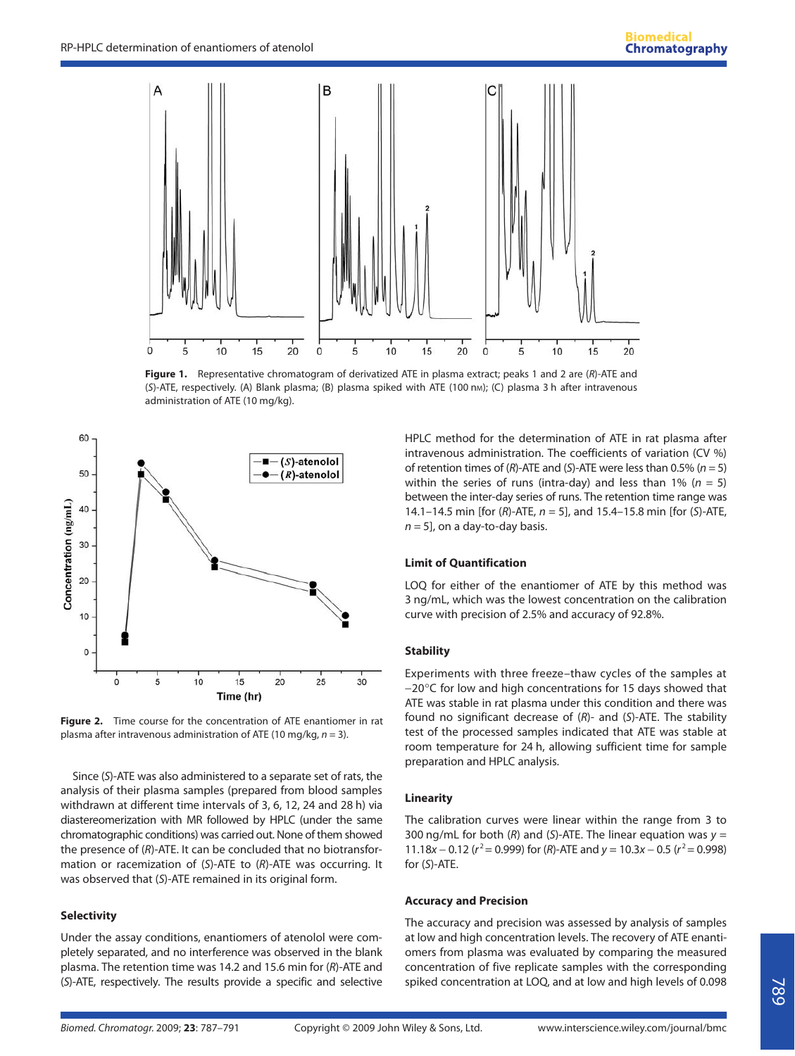**Figure 1.** Representative chromatogram of derivatized ATE in plasma extract; peaks 1 and 2 are (*R*)-ATE and (*S*)-ATE, respectively. (A) Blank plasma; (B) plasma spiked with ATE (100 nM); (C) plasma 3 h after intravenous administration of ATE (10 mg/kg).

**Figure 2.** Time course for the concentration of ATE enantiomer in rat plasma after intravenous administration of ATE (10 mg/kg, $n = 3$).

Since (*S*)-ATE was also administered to a separate set of rats, the analysis of their plasma samples (prepared from blood samples withdrawn at different time intervals of 3, 6, 12, 24 and 28 h) via diastereomerization with MR followed by HPLC (under the same chromatographic conditions) was carried out. None of them showed the presence of (*R*)-ATE. It can be concluded that no biotransformation or racemization of (*S*)-ATE to (*R*)-ATE was occurring. It was observed that (*S*)-ATE remained in its original form.

### Selectivity

Under the assay conditions, enantiomers of atenolol were completely separated, and no interference was observed in the blank plasma. The retention time was 14.2 and 15.6 min for (*R*)-ATE and (*S*)-ATE, respectively. The results provide a specific and selective HPLC method for the determination of ATE in rat plasma after intravenous administration. The coefficients of variation (CV %) of retention times of (*R*)-ATE and (*S*)-ATE were less than 0.5% ($n = 5$) within the series of runs (intra-day) and less than 1% ($n = 5$) between the inter-day series of runs. The retention time range was 14.1–14.5 min [for (*R*)-ATE, $n = 5$], and 15.4–15.8 min [for (*S*)-ATE, $n = 5$], on a day-to-day basis.

### Limit of Quantification

LOQ for either of the enantiomer of ATE by this method was 3 ng/mL, which was the lowest concentration on the calibration curve with precision of 2.5% and accuracy of 92.8%.

### Stability

Experiments with three freeze–thaw cycles of the samples at −20°C for low and high concentrations for 15 days showed that ATE was stable in rat plasma under this condition and there was found no significant decrease of (*R*)- and (*S*)-ATE. The stability test of the processed samples indicated that ATE was stable at room temperature for 24 h, allowing sufficient time for sample preparation and HPLC analysis.

### Linearity

The calibration curves were linear within the range from 3 to 300 ng/mL for both (*R*) and (*S*)-ATE. The linear equation was $y = 11.18x - 0.12$ ($r^2 = 0.999$) for (*R*)-ATE and $y = 10.3x - 0.5$ ($r^2 = 0.998$) for (*S*)-ATE.

### Accuracy and Precision

The accuracy and precision was assessed by analysis of samples at low and high concentration levels. The recovery of ATE enantiomers from plasma was evaluated by comparing the measured concentration of five replicate samples with the corresponding spiked concentration at LOQ, and at low and high levels of 0.098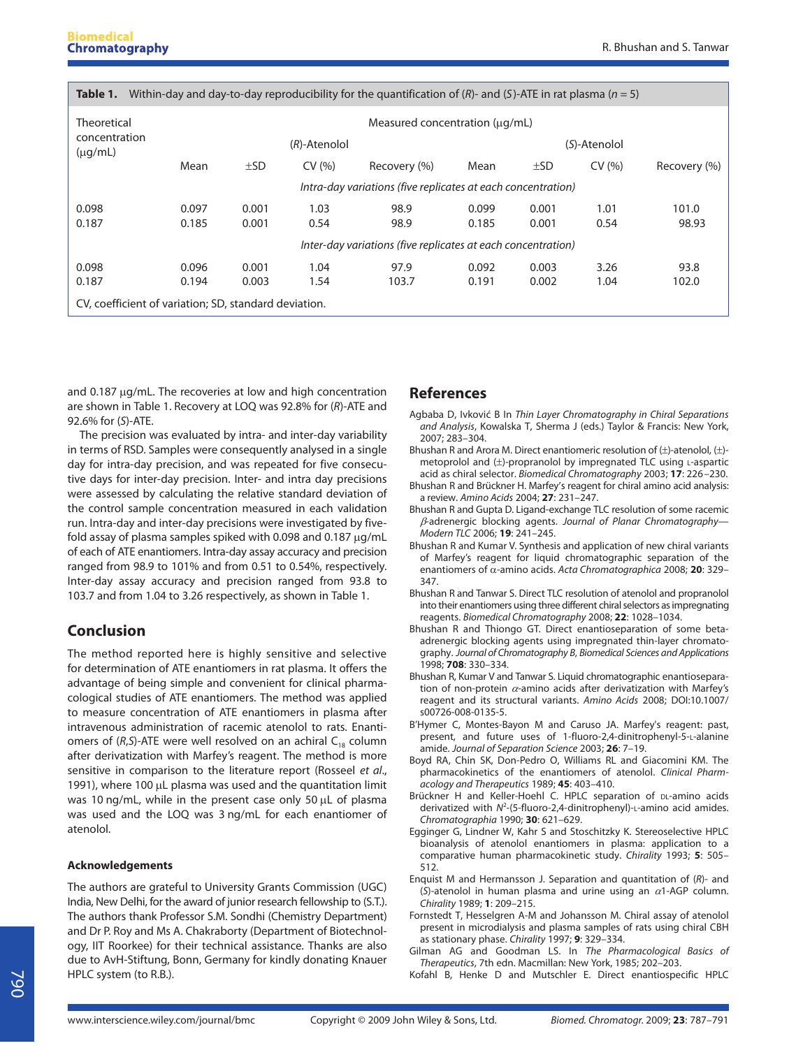**Table 1.** Within-day and day-to-day reproducibility for the quantification of (*R*)- and (*S*)-ATE in rat plasma ($n = 5$)

| Theoretical concentration (μg/mL) | Measured concentration (μg/mL) | | | | | | | |
|---|---|---|---|---|---|---|---|---|
| | (*R*)-Atenolol | | | | (*S*)-Atenolol | | | |
| | Mean | ±SD | CV (%) | Recovery (%) | Mean | ±SD | CV (%) | Recovery (%) |
| | *Intra-day variations (five replicates at each concentration)* | | | | | | | |
| 0.098 | 0.097 | 0.001 | 1.03 | 98.9 | 0.099 | 0.001 | 1.01 | 101.0 |
| 0.187 | 0.185 | 0.001 | 0.54 | 98.9 | 0.185 | 0.001 | 0.54 | 98.93 |
| | *Inter-day variations (five replicates at each concentration)* | | | | | | | |
| 0.098 | 0.096 | 0.001 | 1.04 | 97.9 | 0.092 | 0.003 | 3.26 | 93.8 |
| 0.187 | 0.194 | 0.003 | 1.54 | 103.7 | 0.191 | 0.002 | 1.04 | 102.0 |

CV, coefficient of variation; SD, standard deviation.

and 0.187 μg/mL. The recoveries at low and high concentration are shown in Table 1. Recovery at LOQ was 92.8% for (*R*)-ATE and 92.6% for (*S*)-ATE.

The precision was evaluated by intra- and inter-day variability in terms of RSD. Samples were consequently analysed in a single day for intra-day precision, and was repeated for five consecutive days for inter-day precision. Inter- and intra day precisions were assessed by calculating the relative standard deviation of the control sample concentration measured in each validation run. Intra-day and inter-day precisions were investigated by five-fold assay of plasma samples spiked with 0.098 and 0.187 μg/mL of each of ATE enantiomers. Intra-day assay accuracy and precision ranged from 98.9 to 101% and from 0.51 to 0.54%, respectively. Inter-day assay accuracy and precision ranged from 93.8 to 103.7 and from 1.04 to 3.26 respectively, as shown in Table 1.

## Conclusion

The method reported here is highly sensitive and selective for determination of ATE enantiomers in rat plasma. It offers the advantage of being simple and convenient for clinical pharmacological studies of ATE enantiomers. The method was applied to measure concentration of ATE enantiomers in plasma after intravenous administration of racemic atenolol to rats. Enantiomers of (*R*,*S*)-ATE were well resolved on an achiral $C_{18}$ column after derivatization with Marfey's reagent. The method is more sensitive in comparison to the literature report (Rosseel *et al*., 1991), where 100 μL plasma was used and the quantitation limit was 10 ng/mL, while in the present case only 50 μL of plasma was used and the LOQ was 3 ng/mL for each enantiomer of atenolol.

### Acknowledgements

The authors are grateful to University Grants Commission (UGC) India, New Delhi, for the award of junior research fellowship to (S.T.). The authors thank Professor S.M. Sondhi (Chemistry Department) and Dr P. Roy and Ms A. Chakraborty (Department of Biotechnology, IIT Roorkee) for their technical assistance. Thanks are also due to AvH-Stiftung, Bonn, Germany for kindly donating Knauer HPLC system (to R.B.).

## References

Agbaba D, Ivković B In *Thin Layer Chromatography in Chiral Separations and Analysis*, Kowalska T, Sherma J (eds.) Taylor & Francis: New York, 2007; 283–304.

Bhushan R and Arora M. Direct enantiomeric resolution of (±)-atenolol, (±)-metoprolol and (±)-propranolol by impregnated TLC using L-aspartic acid as chiral selector. *Biomedical Chromatography* 2003; **17**: 226–230.

Bhushan R and Brückner H. Marfey's reagent for chiral amino acid analysis: a review. *Amino Acids* 2004; **27**: 231–247.

Bhushan R and Gupta D. Ligand-exchange TLC resolution of some racemic β-adrenergic blocking agents. *Journal of Planar Chromatography—Modern TLC* 2006; **19**: 241–245.

Bhushan R and Kumar V. Synthesis and application of new chiral variants of Marfey's reagent for liquid chromatographic separation of the enantiomers of α-amino acids. *Acta Chromatographica* 2008; **20**: 329–347.

Bhushan R and Tanwar S. Direct TLC resolution of atenolol and propranolol into their enantiomers using three different chiral selectors as impregnating reagents. *Biomedical Chromatography* 2008; **22**: 1028–1034.

Bhushan R and Thiongo GT. Direct enantioseparation of some beta-adrenergic blocking agents using impregnated thin-layer chromatography. *Journal of Chromatography B, Biomedical Sciences and Applications* 1998; **708**: 330–334.

Bhushan R, Kumar V and Tanwar S. Liquid chromatographic enantioseparation of non-protein α-amino acids after derivatization with Marfey's reagent and its structural variants. *Amino Acids* 2008; DOI:10.1007/s00726-008-0135-5.

B'Hymer C, Montes-Bayon M and Caruso JA. Marfey's reagent: past, present, and future uses of 1-fluoro-2,4-dinitrophenyl-5-L-alanine amide. *Journal of Separation Science* 2003; **26**: 7–19.

Boyd RA, Chin SK, Don-Pedro O, Williams RL and Giacomini KM. The pharmacokinetics of the enantiomers of atenolol. *Clinical Pharmacology and Therapeutics* 1989; **45**: 403–410.

Brückner H and Keller-Hoehl C. HPLC separation of DL-amino acids derivatized with $N^2$-(5-fluoro-2,4-dinitrophenyl)-L-amino acid amides. *Chromatographia* 1990; **30**: 621–629.

Egginger G, Lindner W, Kahr S and Stoschitzky K. Stereoselective HPLC bioanalysis of atenolol enantiomers in plasma: application to a comparative human pharmacokinetic study. *Chirality* 1993; **5**: 505–512.

Enquist M and Hermansson J. Separation and quantitation of (*R*)- and (*S*)-atenolol in human plasma and urine using an α1-AGP column. *Chirality* 1989; **1**: 209–215.

Fornstedt T, Hesselgren A-M and Johansson M. Chiral assay of atenolol present in microdialysis and plasma samples of rats using chiral CBH as stationary phase. *Chirality* 1997; **9**: 329–334.

Gilman AG and Goodman LS. In *The Pharmacological Basics of Therapeutics*, 7th edn. Macmillan: New York, 1985; 202–203.

Kofahl B, Henke D and Mutschler E. Direct enantiospecific HPLC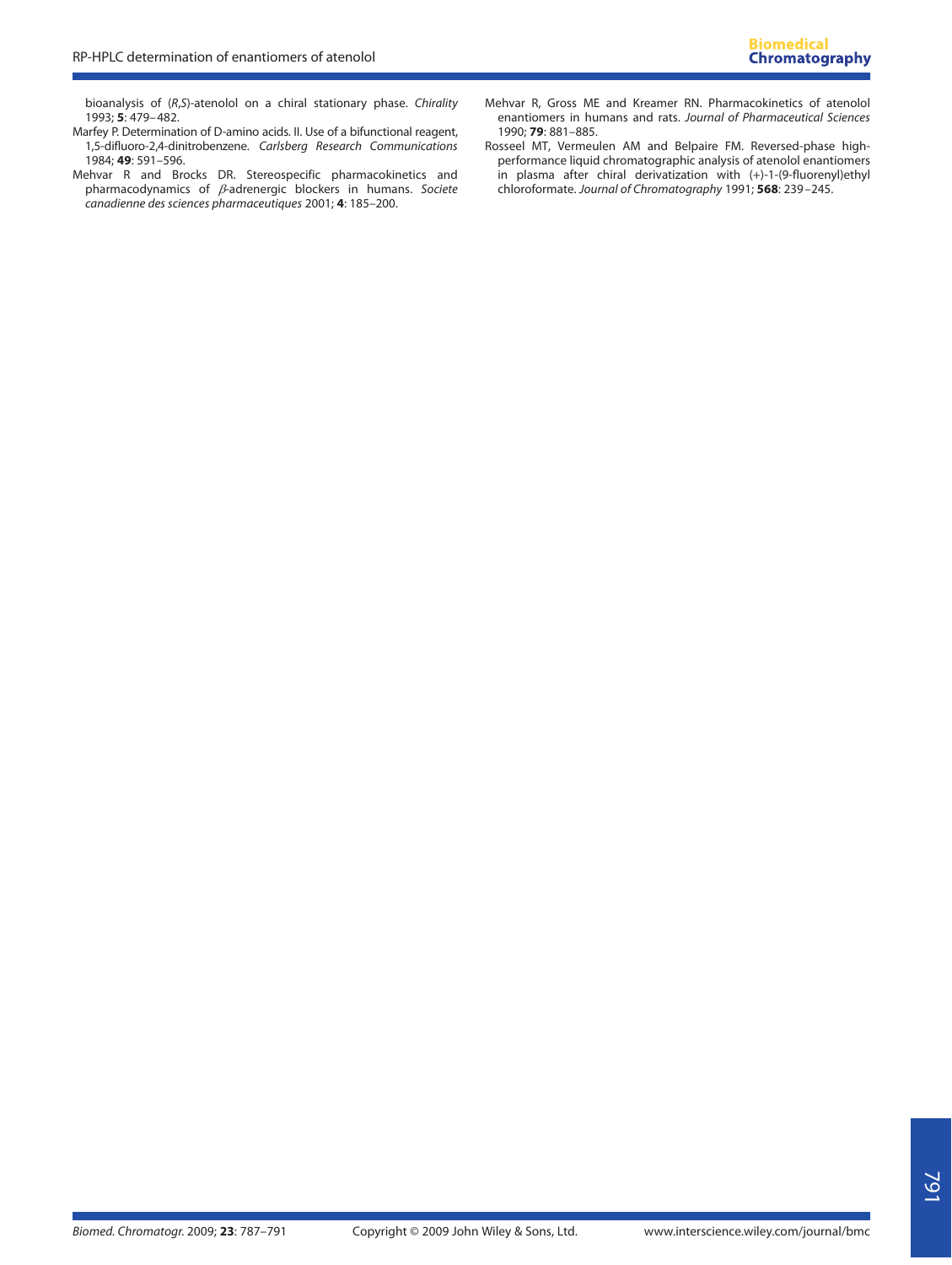bioanalysis of (*R*,*S*)-atenolol on a chiral stationary phase. *Chirality* 1993; **5**: 479–482.

Marfey P. Determination of D-amino acids. II. Use of a bifunctional reagent, 1,5-difluoro-2,4-dinitrobenzene. *Carlsberg Research Communications* 1984; **49**: 591–596.

Mehvar R and Brocks DR. Stereospecific pharmacokinetics and pharmacodynamics of $\beta$-adrenergic blockers in humans. *Societe canadienne des sciences pharmaceutiques* 2001; **4**: 185–200.

Mehvar R, Gross ME and Kreamer RN. Pharmacokinetics of atenolol enantiomers in humans and rats. *Journal of Pharmaceutical Sciences* 1990; **79**: 881–885.

Rosseel MT, Vermeulen AM and Belpaire FM. Reversed-phase high-performance liquid chromatographic analysis of atenolol enantiomers in plasma after chiral derivatization with (+)-1-(9-fluorenyl)ethyl chloroformate. *Journal of Chromatography* 1991; **568**: 239–245.